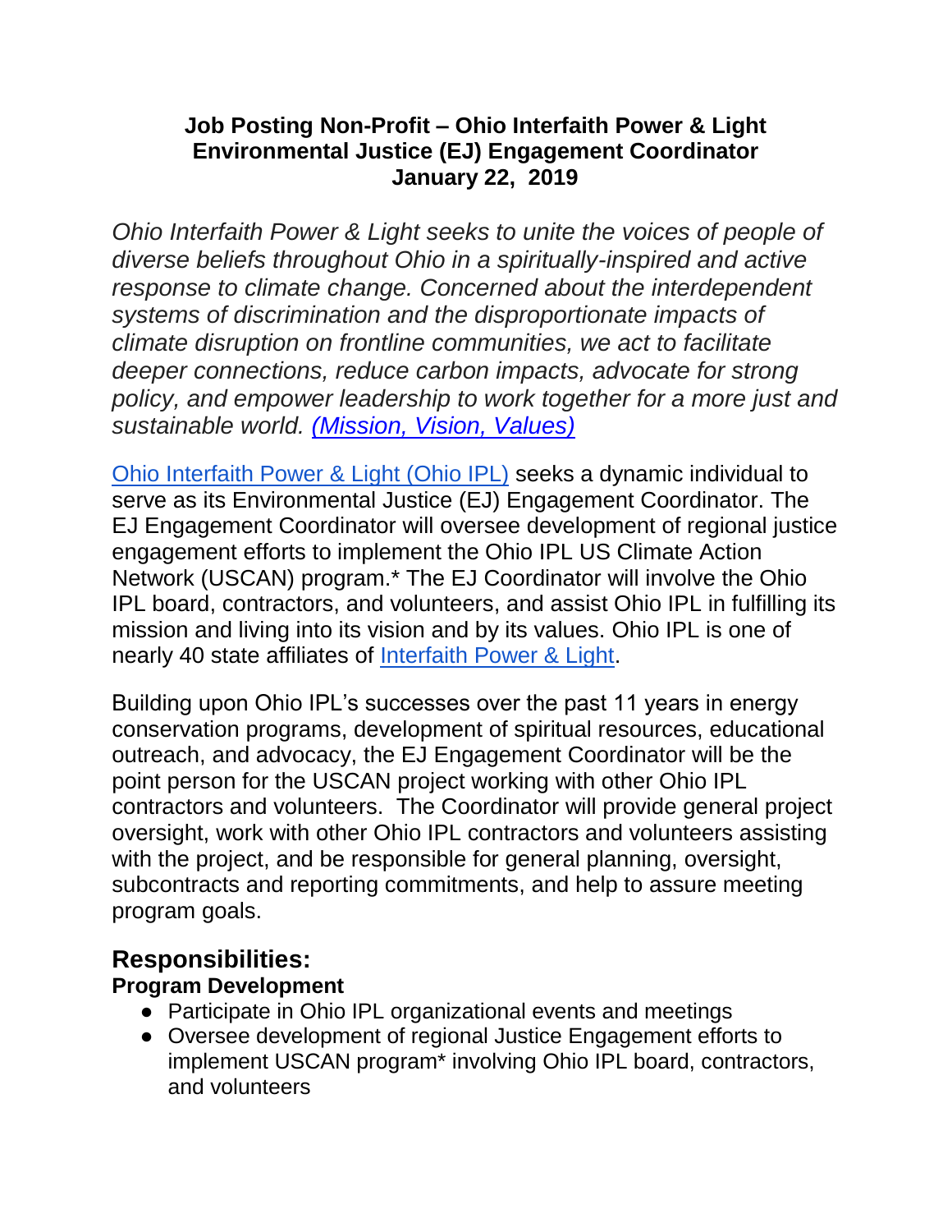**Job Posting Non-Profit – Ohio Interfaith Power & Light**
**Environmental Justice (EJ) Engagement Coordinator**
**January 22, 2019**

*Ohio Interfaith Power & Light seeks to unite the voices of people of diverse beliefs throughout Ohio in a spiritually-inspired and active response to climate change. Concerned about the interdependent systems of discrimination and the disproportionate impacts of climate disruption on frontline communities, we act to facilitate deeper connections, reduce carbon impacts, advocate for strong policy, and empower leadership to work together for a more just and sustainable world. (Mission, Vision, Values)*

Ohio Interfaith Power & Light (Ohio IPL) seeks a dynamic individual to serve as its Environmental Justice (EJ) Engagement Coordinator. The EJ Engagement Coordinator will oversee development of regional justice engagement efforts to implement the Ohio IPL US Climate Action Network (USCAN) program.* The EJ Coordinator will involve the Ohio IPL board, contractors, and volunteers, and assist Ohio IPL in fulfilling its mission and living into its vision and by its values. Ohio IPL is one of nearly 40 state affiliates of Interfaith Power & Light.

Building upon Ohio IPL's successes over the past 11 years in energy conservation programs, development of spiritual resources, educational outreach, and advocacy, the EJ Engagement Coordinator will be the point person for the USCAN project working with other Ohio IPL contractors and volunteers. The Coordinator will provide general project oversight, work with other Ohio IPL contractors and volunteers assisting with the project, and be responsible for general planning, oversight, subcontracts and reporting commitments, and help to assure meeting program goals.

## Responsibilities:

### Program Development

- Participate in Ohio IPL organizational events and meetings
- Oversee development of regional Justice Engagement efforts to implement USCAN program* involving Ohio IPL board, contractors, and volunteers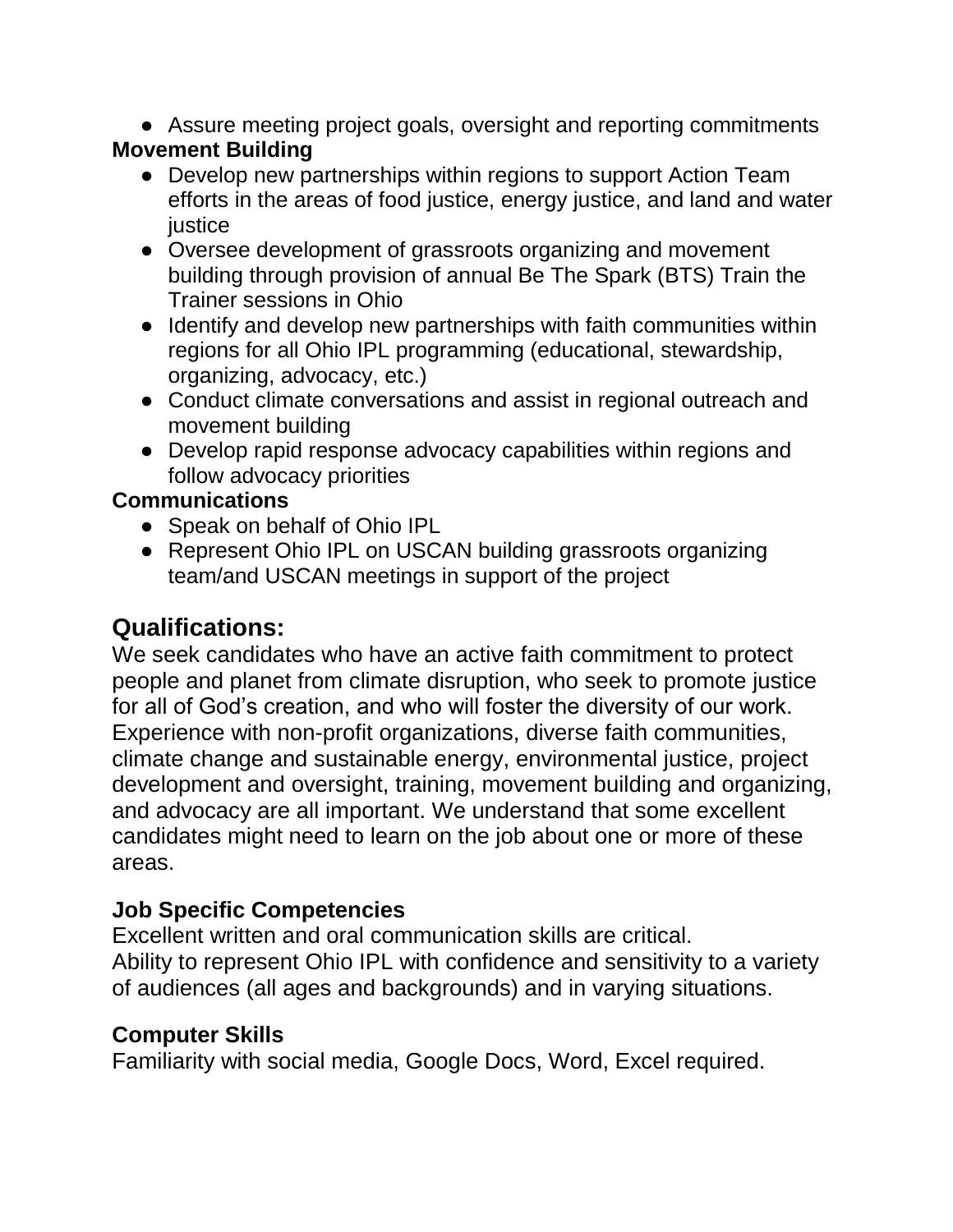- Assure meeting project goals, oversight and reporting commitments

**Movement Building**

- Develop new partnerships within regions to support Action Team efforts in the areas of food justice, energy justice, and land and water justice
- Oversee development of grassroots organizing and movement building through provision of annual Be The Spark (BTS) Train the Trainer sessions in Ohio
- Identify and develop new partnerships with faith communities within regions for all Ohio IPL programming (educational, stewardship, organizing, advocacy, etc.)
- Conduct climate conversations and assist in regional outreach and movement building
- Develop rapid response advocacy capabilities within regions and follow advocacy priorities

**Communications**

- Speak on behalf of Ohio IPL
- Represent Ohio IPL on USCAN building grassroots organizing team/and USCAN meetings in support of the project

## Qualifications:

We seek candidates who have an active faith commitment to protect people and planet from climate disruption, who seek to promote justice for all of God's creation, and who will foster the diversity of our work. Experience with non-profit organizations, diverse faith communities, climate change and sustainable energy, environmental justice, project development and oversight, training, movement building and organizing, and advocacy are all important. We understand that some excellent candidates might need to learn on the job about one or more of these areas.

### Job Specific Competencies

Excellent written and oral communication skills are critical.
Ability to represent Ohio IPL with confidence and sensitivity to a variety of audiences (all ages and backgrounds) and in varying situations.

### Computer Skills

Familiarity with social media, Google Docs, Word, Excel required.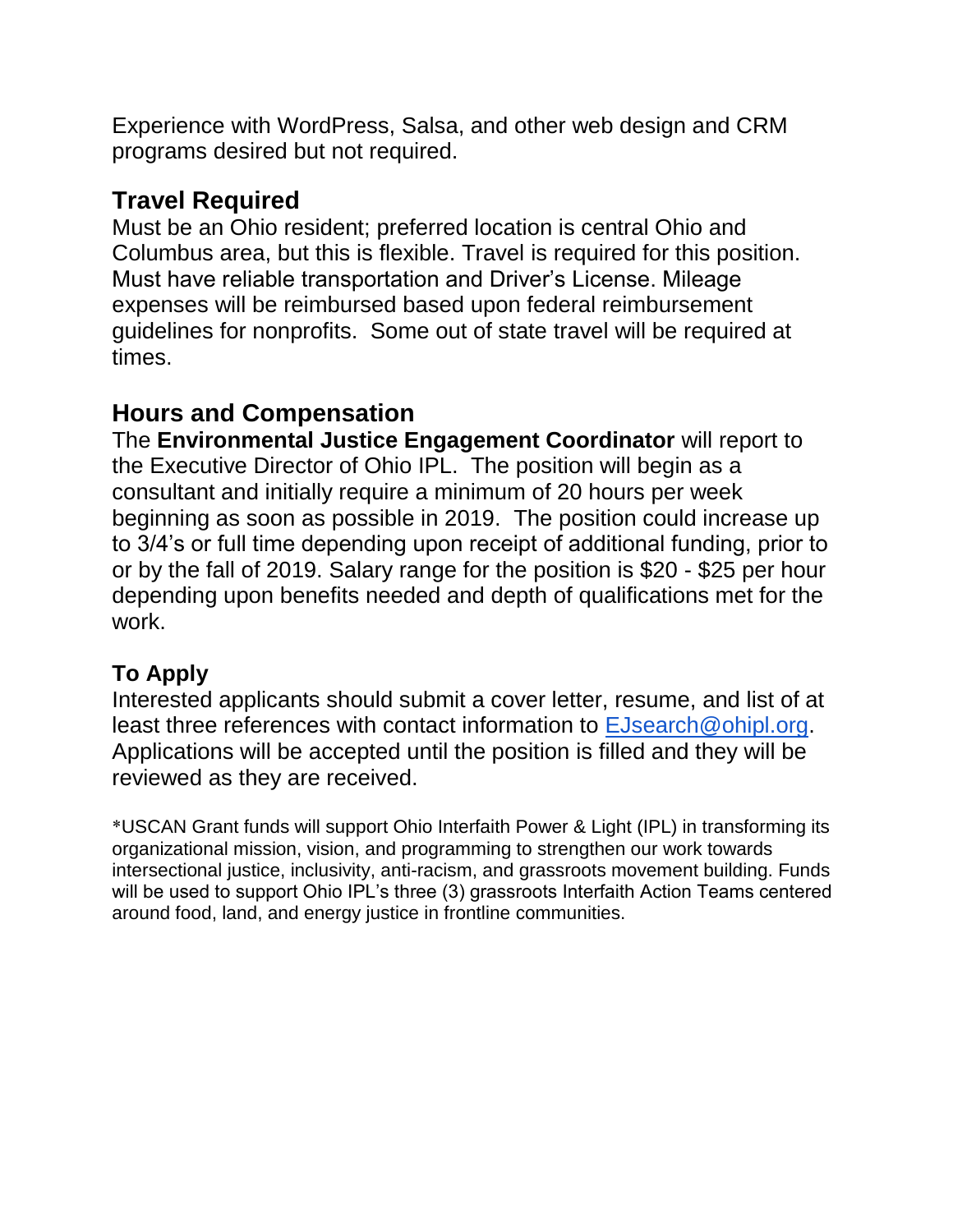Experience with WordPress, Salsa, and other web design and CRM programs desired but not required.

## Travel Required

Must be an Ohio resident; preferred location is central Ohio and Columbus area, but this is flexible. Travel is required for this position. Must have reliable transportation and Driver's License. Mileage expenses will be reimbursed based upon federal reimbursement guidelines for nonprofits. Some out of state travel will be required at times.

## Hours and Compensation

The **Environmental Justice Engagement Coordinator** will report to the Executive Director of Ohio IPL. The position will begin as a consultant and initially require a minimum of 20 hours per week beginning as soon as possible in 2019. The position could increase up to 3/4's or full time depending upon receipt of additional funding, prior to or by the fall of 2019. Salary range for the position is $20 - $25 per hour depending upon benefits needed and depth of qualifications met for the work.

### To Apply

Interested applicants should submit a cover letter, resume, and list of at least three references with contact information to EJsearch@ohipl.org. Applications will be accepted until the position is filled and they will be reviewed as they are received.

*USCAN Grant funds will support Ohio Interfaith Power & Light (IPL) in transforming its organizational mission, vision, and programming to strengthen our work towards intersectional justice, inclusivity, anti-racism, and grassroots movement building. Funds will be used to support Ohio IPL's three (3) grassroots Interfaith Action Teams centered around food, land, and energy justice in frontline communities.